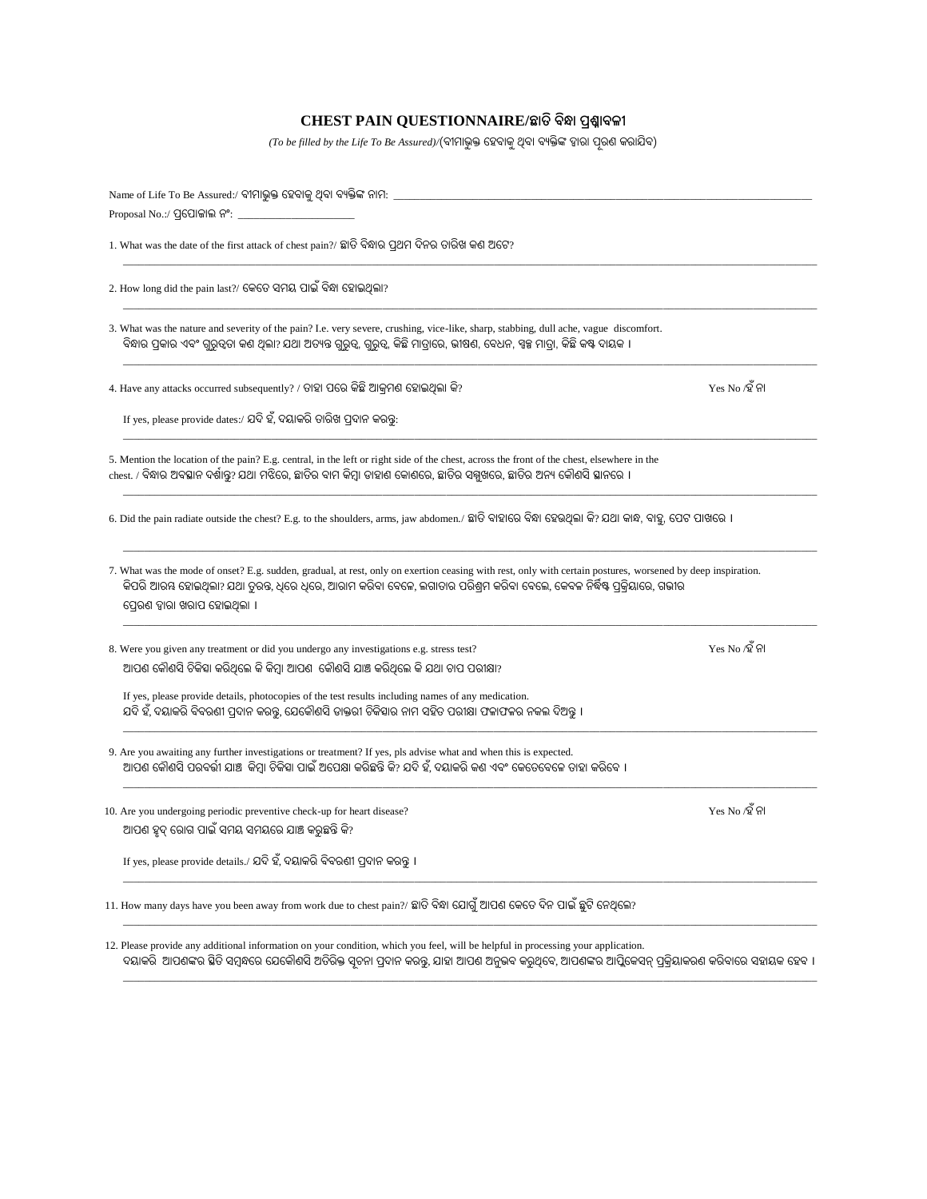# CHEST PAIN QUESTIONNAIRE/ଛାତି ବିନ୍ଧା ପ୍ରଶ୍ନାବଳୀ

*(To be filled by the Life To Be Assured)*/(ବୀମାଭୁକ୍ତ ହେବାକୁ ଥିବା ବ୍ୟକ୍ତିଙ୍କ ଦ୍ୱାରା ପୂରଣ କରାଯିବ)

Name of Life To Be Assured:/ ବୀମାଭୁକ୍ତ ହେବାକୁ ଥିବା ବ୍ୟକ୍ତିଙ୍କ ନାମ: ____________________

Proposal No.:/ ପ୍ରପୋଜାଲ ନଂ: ____________________

1. What was the date of the first attack of chest pain?/ ଛାତି ବିନ୍ଧାର ପ୍ରଥମ ଦିନର ତାରିଖ କଣ ଅଟେ?

____________________

2. How long did the pain last?/ କେତେ ସମୟ ପାଇଁ ବିନ୍ଧା ହୋଇଥିଲା?

____________________

3. What was the nature and severity of the pain? I.e. very severe, crushing, vice-like, sharp, stabbing, dull ache, vague discomfort.
ବିନ୍ଧାର ପ୍ରକାର ଏବଂ ଗୁରୁତ୍ୱତା କଣ ଥିଲା? ଯଥା ଅତ୍ୟନ୍ତ ଗୁରୁତ୍ୱ, ଗୁରୁତ୍ୱ, କିଛି ମାତ୍ରାରେ, ତୀକ୍ଷଣ, ବେଧନ, ସ୍ୱଳ୍ପ ମାତ୍ରା, କିଛି କଷ୍ଟ ଦାୟକ ।

____________________

4. Have any attacks occurred subsequently? / ତାହା ପରେ କିଛି ଆକ୍ରମଣ ହୋଇଥିଲା କି? Yes No /ହଁ ନା

If yes, please provide dates:/ ଯଦି ହଁ, ଦୟାକରି ତାରିଖ ପ୍ରଦାନ କରନ୍ତୁ:

____________________

5. Mention the location of the pain? E.g. central, in the left or right side of the chest, across the front of the chest, elsewhere in the chest. / ବିନ୍ଧାର ଅବସ୍ଥାନ ଦର୍ଶାନ୍ତୁ? ଯଥା ମଝିରେ, ଛାତିର ବାମ କିମ୍ବା ଡାହାଣ କୋଣରେ, ଛାତିର ସମ୍ମୁଖରେ, ଛାତିର ଅନ୍ୟ କୌଣସି ସ୍ଥାନରେ ।

____________________

6. Did the pain radiate outside the chest? E.g. to the shoulders, arms, jaw abdomen./ ଛାତି ବାହାରେ ବିନ୍ଧା ହେଉଥିଲା କି? ଯଥା କାନ୍ଧ, ବାହୁ, ପେଟ ପାଖରେ ।

____________________

7. What was the mode of onset? E.g. sudden, gradual, at rest, only on exertion ceasing with rest, only with certain postures, worsened by deep inspiration.
କିପରି ଆରମ୍ଭ ହୋଇଥିଲା? ଯଥା ତୁରନ୍ତ, ଧିରେ ଧିରେ, ଆରାମ କରିବା ବେଳେ, ଲଗାତାର ପରିଶ୍ରମ କରିବା ବେଳେ, କେବଳ ନିର୍ଦ୍ଦିଷ୍ଟ ପ୍ରକ୍ରିୟାରେ, ଗଭୀର ପ୍ରେରଣ ଦ୍ୱାରା ଖରାପ ହୋଇଥିଲା ।

____________________

8. Were you given any treatment or did you undergo any investigations e.g. stress test? Yes No /ହଁ ନା
ଆପଣ କୌଣସି ଚିକିତ୍ସା କରିଥିଲେ କି କିମ୍ବା ଆପଣ କୌଣସି ଯାଞ୍ଚ କରିଥିଲେ କି ଯଥା ଚାପ ପରୀକ୍ଷା?

If yes, please provide details, photocopies of the test results including names of any medication.
ଯଦି ହଁ, ଦୟାକରି ବିବରଣୀ ପ୍ରଦାନ କରନ୍ତୁ, ଯେକୌଣସି ଡାକ୍ତରୀ ଚିକିତ୍ସାର ନାମ ସହିତ ପରୀକ୍ଷା ଫଳାଫଳର ନକଲ ଦିଅନ୍ତୁ ।

____________________

9. Are you awaiting any further investigations or treatment? If yes, pls advise what and when this is expected.
ଆପଣ କୌଣସି ପରବର୍ତ୍ତୀ ଯାଞ୍ଚ କିମ୍ବା ଚିକିତ୍ସା ପାଇଁ ଅପେକ୍ଷା କରିଛନ୍ତି କି? ଯଦି ହଁ, ଦୟାକରି କଣ ଏବଂ କେତେବେଳେ ତାହା କରିବେ ।

____________________

10. Are you undergoing periodic preventive check-up for heart disease? Yes No /ହଁ ନା
ଆପଣ ହୃଦ୍ ରୋଗ ପାଇଁ ସମୟ ସମୟରେ ଯାଞ୍ଚ କରୁଛନ୍ତି କି?

If yes, please provide details./ ଯଦି ହଁ, ଦୟାକରି ବିବରଣୀ ପ୍ରଦାନ କରନ୍ତୁ ।

____________________

11. How many days have you been away from work due to chest pain?/ ଛାତି ବିନ୍ଧା ଯୋଗୁଁ ଆପଣ କେତେ ଦିନ ପାଇଁ ଛୁଟି ନେଥିଲେ?

____________________

12. Please provide any additional information on your condition, which you feel, will be helpful in processing your application.
ଦୟାକରି ଆପଣଙ୍କର ସ୍ଥିତି ସମ୍ବନ୍ଧରେ ଯେକୌଣସି ଅତିରିକ୍ତ ସୂଚନା ପ୍ରଦାନ କରନ୍ତୁ, ଯାହା ଆପଣ ଅନୁଭବ କରୁଥିବେ, ଆପଣଙ୍କର ଆପ୍ଲିକେସନ୍ ପ୍ରକ୍ରିୟାକରଣ କରିବାରେ ସହାୟକ ହେବ ।

____________________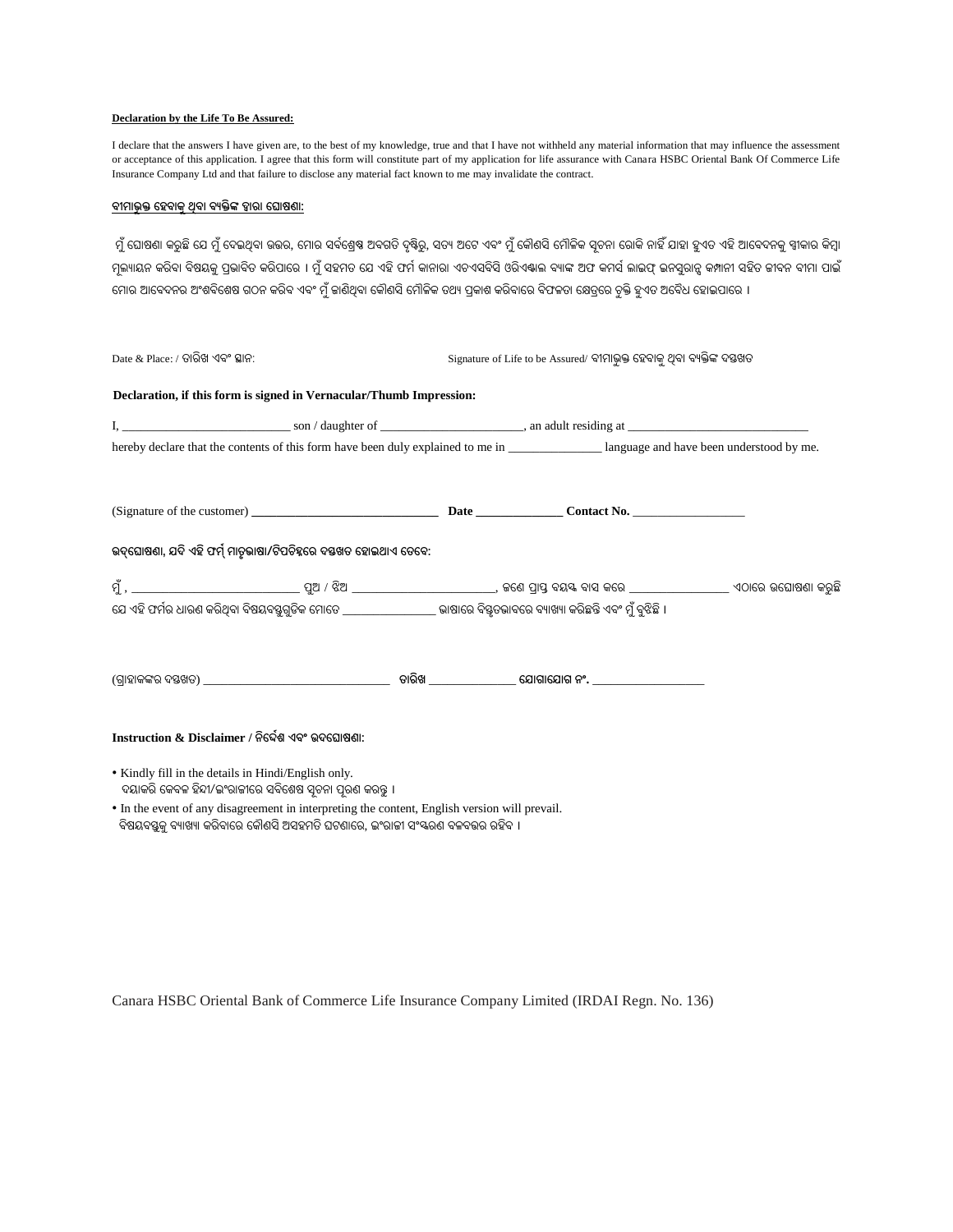**Declaration by the Life To Be Assured:**

I declare that the answers I have given are, to the best of my knowledge, true and that I have not withheld any material information that may influence the assessment or acceptance of this application. I agree that this form will constitute part of my application for life assurance with Canara HSBC Oriental Bank Of Commerce Life Insurance Company Ltd and that failure to disclose any material fact known to me may invalidate the contract.

**ବୀମାଭୁକ୍ତ ହେବାକୁ ଥିବା ବ୍ୟକ୍ତିଙ୍କ ଦ୍ୱାରା ଘୋଷଣା:**

ମୁଁ ଘୋଷଣା କରୁଛି ଯେ ମୁଁ ଦେଇଥିବା ଉତ୍ତର, ମୋର ସର୍ବଶ୍ରେଷ୍ଠ ଅବଗତି ଦୃଷ୍ଟିରୁ, ସତ୍ୟ ଅଟେ ଏବଂ ମୁଁ କୌଣସି ମୌଳିକ ସୂଚନା ରୋକି ନାହିଁ ଯାହା ହୁଏତ ଏହି ଆବେଦନକୁ ସ୍ୱୀକାର କିମ୍ବା ମୂଲ୍ୟାୟନ କରିବା ବିଷୟକୁ ପ୍ରଭାବିତ କରିପାରେ । ମୁଁ ସହମତ ଯେ ଏହି ଫର୍ମ କାନାରା ଏଚଏସବିସି ଓରିଏଣ୍ଟାଲ ବ୍ୟାଙ୍କ ଅଫ କମର୍ସ ଲାଇଫ୍ ଇନସୁରାନ୍ସ କମ୍ପାନୀ ସହିତ ଜୀବନ ବୀମା ପାଇଁ ମୋର ଆବେଦନର ଅଂଶବିଶେଷ ଗଠନ କରିବ ଏବଂ ମୁଁ ଜାଣିଥିବା କୌଣସି ମୌଳିକ ତଥ୍ୟ ପ୍ରକାଶ କରିବାରେ ବିଫଳତା କ୍ଷେତ୍ରରେ ଚୁକ୍ତି ହୁଏତ ଅବୈଧ ହୋଇପାରେ ।

Date & Place: / ତାରିଖ ଏବଂ ସ୍ଥାନ:

Signature of Life to be Assured/ ବୀମାଭୁକ୍ତ ହେବାକୁ ଥିବା ବ୍ୟକ୍ତିଙ୍କ ଦସ୍ତଖତ

**Declaration, if this form is signed in Vernacular/Thumb Impression:**

I, __________________________ son / daughter of ______________________, an adult residing at ____________________________ hereby declare that the contents of this form have been duly explained to me in _______________ language and have been understood by me.

(Signature of the customer) ______________________________ **Date** ______________ **Contact No.** __________________

**ଉଦ୍‌ଘୋଷଣା, ଯଦି ଏହି ଫର୍ମ୍ ମାତୃଭାଷା/ଟିପଚିହ୍ନରେ ଦସ୍ତଖତ ହୋଇଥାଏ ତେବେ:**

ମୁଁ , ___________________________ ପୁଅ / ଝିଅ _______________________, ଜଣେ ପ୍ରାପ୍ତ ବୟସ୍କ ବାସ କରେ ________________ ଏଠାରେ ଉଘୋଷଣା କରୁଛି ଯେ ଏହି ଫର୍ମର ଧାରଣ କରିଥିବା ବିଷୟବସ୍ତୁଗୁଡିକ ମୋତେ _______________ ଭାଷାରେ ବିସ୍ତୃତଭାବରେ ବ୍ୟାଖ୍ୟା କରିଛନ୍ତି ଏବଂ ମୁଁ ବୁଝିଛି ।

(ଗ୍ରାହାକଙ୍କର ଦସ୍ତଖତ) ______________________________ **ତାରିଖ** ______________ **ଯୋଗାଯୋଗ ନଂ.** __________________

**Instruction & Disclaimer / ନିର୍ଦ୍ଦେଶ ଏବଂ ଉଦଘୋଷଣା:**

- Kindly fill in the details in Hindi/English only.
  ଦୟାକରି କେବଳ ହିନ୍ଦୀ/ଇଂରାଜୀରେ ସବିଶେଷ ସୂଚନା ପୂରଣ କରନ୍ତୁ ।
- In the event of any disagreement in interpreting the content, English version will prevail.
  ବିଷୟବସ୍ତୁକୁ ବ୍ୟାଖ୍ୟା କରିବାରେ କୌଣସି ଅସହମତି ଘଟଣାରେ, ଇଂରାଜୀ ସଂସ୍କରଣ ବଳବତ୍ତର ରହିବ ।

Canara HSBC Oriental Bank of Commerce Life Insurance Company Limited (IRDAI Regn. No. 136)